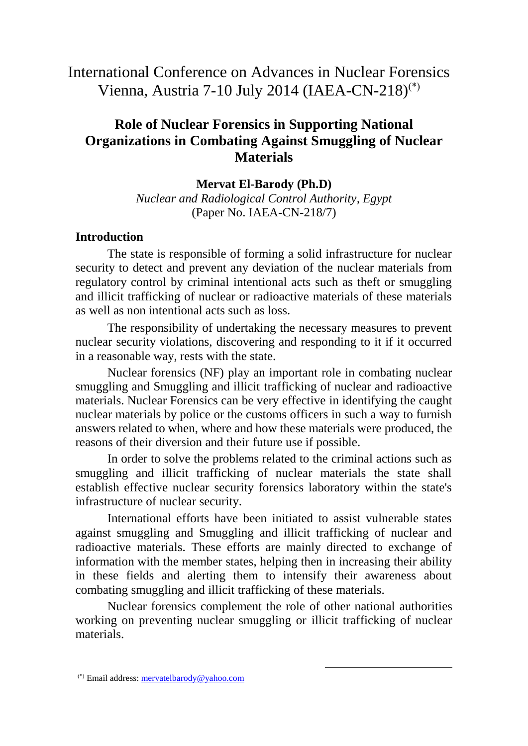# International Conference on Advances in Nuclear Forensics Vienna, Austria 7-10 July 2014 (IAEA-CN-218)[*]

## Role of Nuclear Forensics in Supporting National Organizations in Combating Against Smuggling of Nuclear Materials

**Mervat El-Barody (Ph.D)**

*Nuclear and Radiological Control Authority, Egypt*

(Paper No. IAEA-CN-218/7)

### Introduction

The state is responsible of forming a solid infrastructure for nuclear security to detect and prevent any deviation of the nuclear materials from regulatory control by criminal intentional acts such as theft or smuggling and illicit trafficking of nuclear or radioactive materials of these materials as well as non intentional acts such as loss.

The responsibility of undertaking the necessary measures to prevent nuclear security violations, discovering and responding to it if it occurred in a reasonable way, rests with the state.

Nuclear forensics (NF) play an important role in combating nuclear smuggling and Smuggling and illicit trafficking of nuclear and radioactive materials. Nuclear Forensics can be very effective in identifying the caught nuclear materials by police or the customs officers in such a way to furnish answers related to when, where and how these materials were produced, the reasons of their diversion and their future use if possible.

In order to solve the problems related to the criminal actions such as smuggling and illicit trafficking of nuclear materials the state shall establish effective nuclear security forensics laboratory within the state's infrastructure of nuclear security.

International efforts have been initiated to assist vulnerable states against smuggling and Smuggling and illicit trafficking of nuclear and radioactive materials. These efforts are mainly directed to exchange of information with the member states, helping then in increasing their ability in these fields and alerting them to intensify their awareness about combating smuggling and illicit trafficking of these materials.

Nuclear forensics complement the role of other national authorities working on preventing nuclear smuggling or illicit trafficking of nuclear materials.

[*] Email address: mervatelbarody@yahoo.com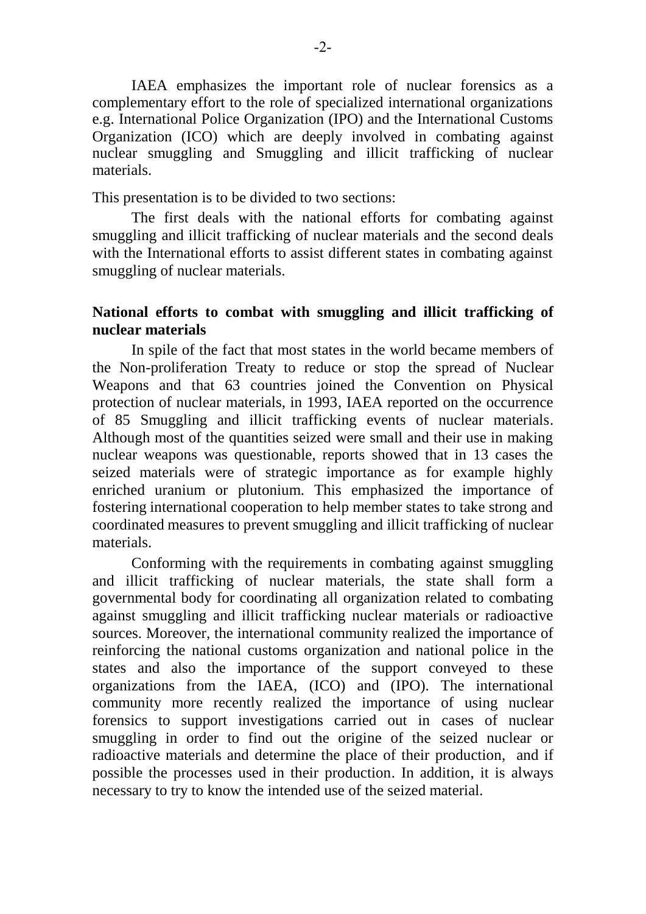IAEA emphasizes the important role of nuclear forensics as a complementary effort to the role of specialized international organizations e.g. International Police Organization (IPO) and the International Customs Organization (ICO) which are deeply involved in combating against nuclear smuggling and Smuggling and illicit trafficking of nuclear materials.

This presentation is to be divided to two sections:

The first deals with the national efforts for combating against smuggling and illicit trafficking of nuclear materials and the second deals with the International efforts to assist different states in combating against smuggling of nuclear materials.

**National efforts to combat with smuggling and illicit trafficking of nuclear materials**

In spile of the fact that most states in the world became members of the Non-proliferation Treaty to reduce or stop the spread of Nuclear Weapons and that 63 countries joined the Convention on Physical protection of nuclear materials, in 1993, IAEA reported on the occurrence of 85 Smuggling and illicit trafficking events of nuclear materials. Although most of the quantities seized were small and their use in making nuclear weapons was questionable, reports showed that in 13 cases the seized materials were of strategic importance as for example highly enriched uranium or plutonium. This emphasized the importance of fostering international cooperation to help member states to take strong and coordinated measures to prevent smuggling and illicit trafficking of nuclear materials.

Conforming with the requirements in combating against smuggling and illicit trafficking of nuclear materials, the state shall form a governmental body for coordinating all organization related to combating against smuggling and illicit trafficking nuclear materials or radioactive sources. Moreover, the international community realized the importance of reinforcing the national customs organization and national police in the states and also the importance of the support conveyed to these organizations from the IAEA, (ICO) and (IPO). The international community more recently realized the importance of using nuclear forensics to support investigations carried out in cases of nuclear smuggling in order to find out the origine of the seized nuclear or radioactive materials and determine the place of their production, and if possible the processes used in their production. In addition, it is always necessary to try to know the intended use of the seized material.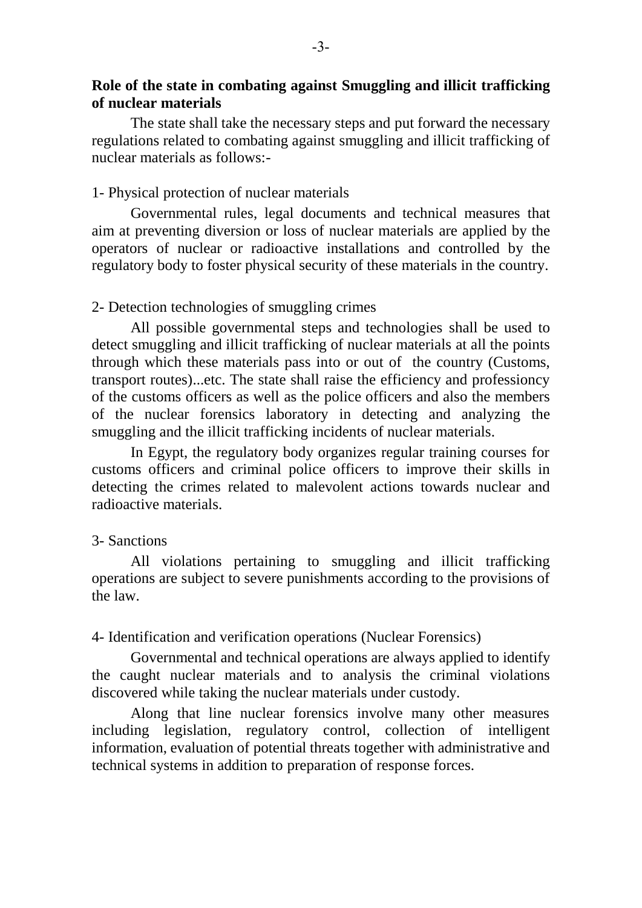**Role of the state in combating against Smuggling and illicit trafficking of nuclear materials**

The state shall take the necessary steps and put forward the necessary regulations related to combating against smuggling and illicit trafficking of nuclear materials as follows:-

1- Physical protection of nuclear materials

Governmental rules, legal documents and technical measures that aim at preventing diversion or loss of nuclear materials are applied by the operators of nuclear or radioactive installations and controlled by the regulatory body to foster physical security of these materials in the country.

2- Detection technologies of smuggling crimes

All possible governmental steps and technologies shall be used to detect smuggling and illicit trafficking of nuclear materials at all the points through which these materials pass into or out of the country (Customs, transport routes)...etc. The state shall raise the efficiency and professiончy of the customs officers as well as the police officers and also the members of the nuclear forensics laboratory in detecting and analyzing the smuggling and the illicit trafficking incidents of nuclear materials.

In Egypt, the regulatory body organizes regular training courses for customs officers and criminal police officers to improve their skills in detecting the crimes related to malevolent actions towards nuclear and radioactive materials.

3- Sanctions

All violations pertaining to smuggling and illicit trafficking operations are subject to severe punishments according to the provisions of the law.

4- Identification and verification operations (Nuclear Forensics)

Governmental and technical operations are always applied to identify the caught nuclear materials and to analysis the criminal violations discovered while taking the nuclear materials under custody.

Along that line nuclear forensics involve many other measures including legislation, regulatory control, collection of intelligent information, evaluation of potential threats together with administrative and technical systems in addition to preparation of response forces.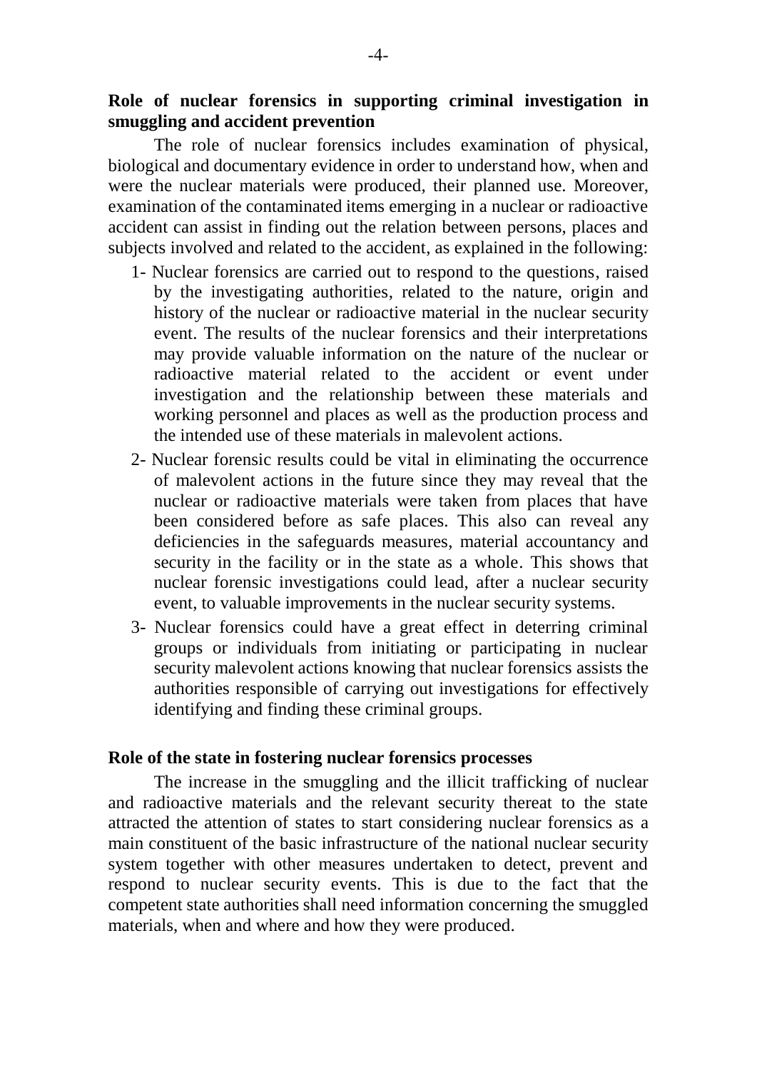**Role of nuclear forensics in supporting criminal investigation in smuggling and accident prevention**

The role of nuclear forensics includes examination of physical, biological and documentary evidence in order to understand how, when and were the nuclear materials were produced, their planned use. Moreover, examination of the contaminated items emerging in a nuclear or radioactive accident can assist in finding out the relation between persons, places and subjects involved and related to the accident, as explained in the following:

1- Nuclear forensics are carried out to respond to the questions, raised by the investigating authorities, related to the nature, origin and history of the nuclear or radioactive material in the nuclear security event. The results of the nuclear forensics and their interpretations may provide valuable information on the nature of the nuclear or radioactive material related to the accident or event under investigation and the relationship between these materials and working personnel and places as well as the production process and the intended use of these materials in malevolent actions.

2- Nuclear forensic results could be vital in eliminating the occurrence of malevolent actions in the future since they may reveal that the nuclear or radioactive materials were taken from places that have been considered before as safe places. This also can reveal any deficiencies in the safeguards measures, material accountancy and security in the facility or in the state as a whole. This shows that nuclear forensic investigations could lead, after a nuclear security event, to valuable improvements in the nuclear security systems.

3- Nuclear forensics could have a great effect in deterring criminal groups or individuals from initiating or participating in nuclear security malevolent actions knowing that nuclear forensics assists the authorities responsible of carrying out investigations for effectively identifying and finding these criminal groups.

**Role of the state in fostering nuclear forensics processes**

The increase in the smuggling and the illicit trafficking of nuclear and radioactive materials and the relevant security thereat to the state attracted the attention of states to start considering nuclear forensics as a main constituent of the basic infrastructure of the national nuclear security system together with other measures undertaken to detect, prevent and respond to nuclear security events. This is due to the fact that the competent state authorities shall need information concerning the smuggled materials, when and where and how they were produced.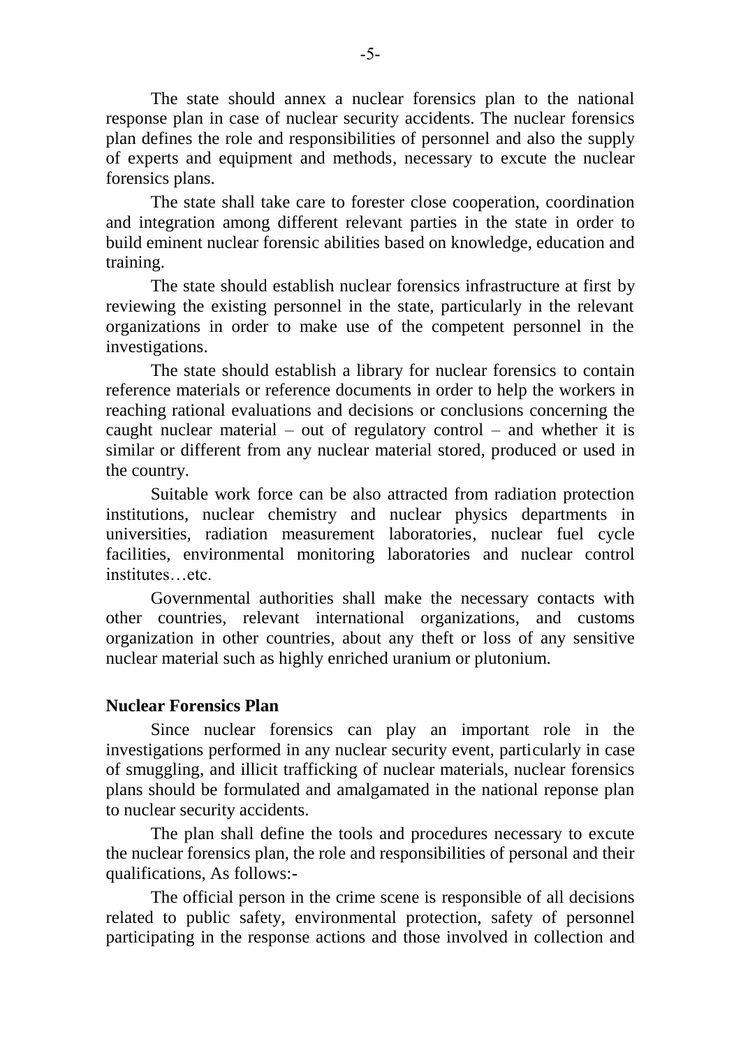The state should annex a nuclear forensics plan to the national response plan in case of nuclear security accidents. The nuclear forensics plan defines the role and responsibilities of personnel and also the supply of experts and equipment and methods, necessary to excute the nuclear forensics plans.

The state shall take care to forester close cooperation, coordination and integration among different relevant parties in the state in order to build eminent nuclear forensic abilities based on knowledge, education and training.

The state should establish nuclear forensics infrastructure at first by reviewing the existing personnel in the state, particularly in the relevant organizations in order to make use of the competent personnel in the investigations.

The state should establish a library for nuclear forensics to contain reference materials or reference documents in order to help the workers in reaching rational evaluations and decisions or conclusions concerning the caught nuclear material – out of regulatory control – and whether it is similar or different from any nuclear material stored, produced or used in the country.

Suitable work force can be also attracted from radiation protection institutions, nuclear chemistry and nuclear physics departments in universities, radiation measurement laboratories, nuclear fuel cycle facilities, environmental monitoring laboratories and nuclear control institutes…etc.

Governmental authorities shall make the necessary contacts with other countries, relevant international organizations, and customs organization in other countries, about any theft or loss of any sensitive nuclear material such as highly enriched uranium or plutonium.

**Nuclear Forensics Plan**

Since nuclear forensics can play an important role in the investigations performed in any nuclear security event, particularly in case of smuggling, and illicit trafficking of nuclear materials, nuclear forensics plans should be formulated and amalgamated in the national reponse plan to nuclear security accidents.

The plan shall define the tools and procedures necessary to excute the nuclear forensics plan, the role and responsibilities of personal and their qualifications, As follows:-

The official person in the crime scene is responsible of all decisions related to public safety, environmental protection, safety of personnel participating in the response actions and those involved in collection and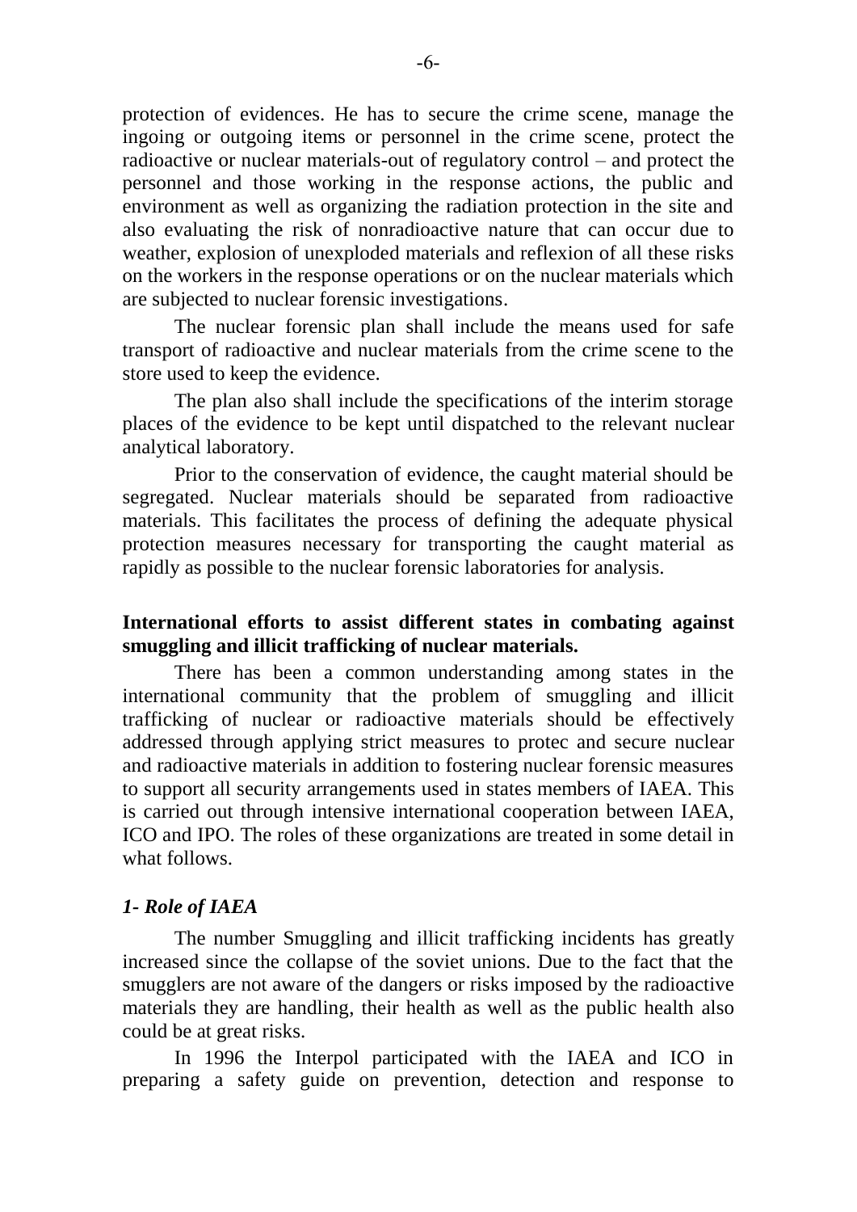protection of evidences. He has to secure the crime scene, manage the ingoing or outgoing items or personnel in the crime scene, protect the radioactive or nuclear materials-out of regulatory control – and protect the personnel and those working in the response actions, the public and environment as well as organizing the radiation protection in the site and also evaluating the risk of nonradioactive nature that can occur due to weather, explosion of unexploded materials and reflexion of all these risks on the workers in the response operations or on the nuclear materials which are subjected to nuclear forensic investigations.

The nuclear forensic plan shall include the means used for safe transport of radioactive and nuclear materials from the crime scene to the store used to keep the evidence.

The plan also shall include the specifications of the interim storage places of the evidence to be kept until dispatched to the relevant nuclear analytical laboratory.

Prior to the conservation of evidence, the caught material should be segregated. Nuclear materials should be separated from radioactive materials. This facilitates the process of defining the adequate physical protection measures necessary for transporting the caught material as rapidly as possible to the nuclear forensic laboratories for analysis.

**International efforts to assist different states in combating against smuggling and illicit trafficking of nuclear materials.**

There has been a common understanding among states in the international community that the problem of smuggling and illicit trafficking of nuclear or radioactive materials should be effectively addressed through applying strict measures to protec and secure nuclear and radioactive materials in addition to fostering nuclear forensic measures to support all security arrangements used in states members of IAEA. This is carried out through intensive international cooperation between IAEA, ICO and IPO. The roles of these organizations are treated in some detail in what follows.

***1- Role of IAEA***

The number Smuggling and illicit trafficking incidents has greatly increased since the collapse of the soviet unions. Due to the fact that the smugglers are not aware of the dangers or risks imposed by the radioactive materials they are handling, their health as well as the public health also could be at great risks.

In 1996 the Interpol participated with the IAEA and ICO in preparing a safety guide on prevention, detection and response to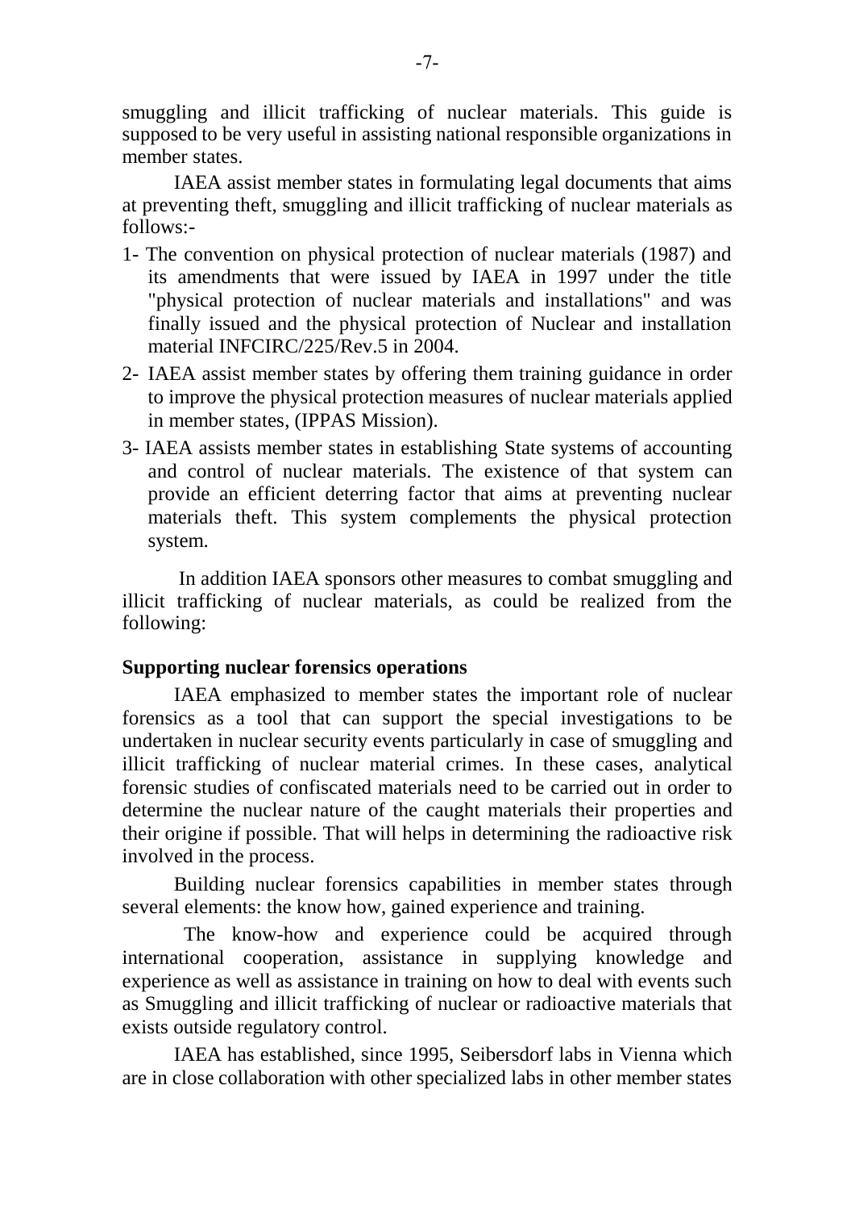smuggling and illicit trafficking of nuclear materials. This guide is supposed to be very useful in assisting national responsible organizations in member states.

IAEA assist member states in formulating legal documents that aims at preventing theft, smuggling and illicit trafficking of nuclear materials as follows:-

1- The convention on physical protection of nuclear materials (1987) and its amendments that were issued by IAEA in 1997 under the title "physical protection of nuclear materials and installations" and was finally issued and the physical protection of Nuclear and installation material INFCIRC/225/Rev.5 in 2004.
2- IAEA assist member states by offering them training guidance in order to improve the physical protection measures of nuclear materials applied in member states, (IPPAS Mission).
3- IAEA assists member states in establishing State systems of accounting and control of nuclear materials. The existence of that system can provide an efficient deterring factor that aims at preventing nuclear materials theft. This system complements the physical protection system.

In addition IAEA sponsors other measures to combat smuggling and illicit trafficking of nuclear materials, as could be realized from the following:

**Supporting nuclear forensics operations**

IAEA emphasized to member states the important role of nuclear forensics as a tool that can support the special investigations to be undertaken in nuclear security events particularly in case of smuggling and illicit trafficking of nuclear material crimes. In these cases, analytical forensic studies of confiscated materials need to be carried out in order to determine the nuclear nature of the caught materials their properties and their origine if possible. That will helps in determining the radioactive risk involved in the process.

Building nuclear forensics capabilities in member states through several elements: the know how, gained experience and training.

The know-how and experience could be acquired through international cooperation, assistance in supplying knowledge and experience as well as assistance in training on how to deal with events such as Smuggling and illicit trafficking of nuclear or radioactive materials that exists outside regulatory control.

IAEA has established, since 1995, Seibersdorf labs in Vienna which are in close collaboration with other specialized labs in other member states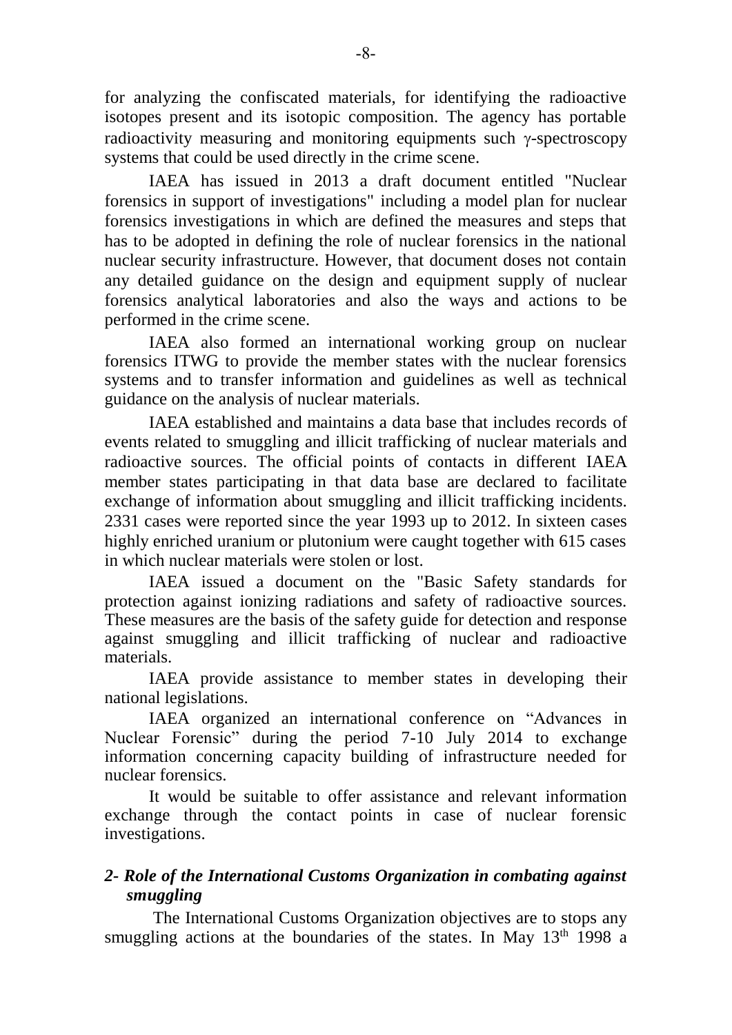for analyzing the confiscated materials, for identifying the radioactive isotopes present and its isotopic composition. The agency has portable radioactivity measuring and monitoring equipments such γ-spectroscopy systems that could be used directly in the crime scene.

IAEA has issued in 2013 a draft document entitled "Nuclear forensics in support of investigations" including a model plan for nuclear forensics investigations in which are defined the measures and steps that has to be adopted in defining the role of nuclear forensics in the national nuclear security infrastructure. However, that document doses not contain any detailed guidance on the design and equipment supply of nuclear forensics analytical laboratories and also the ways and actions to be performed in the crime scene.

IAEA also formed an international working group on nuclear forensics ITWG to provide the member states with the nuclear forensics systems and to transfer information and guidelines as well as technical guidance on the analysis of nuclear materials.

IAEA established and maintains a data base that includes records of events related to smuggling and illicit trafficking of nuclear materials and radioactive sources. The official points of contacts in different IAEA member states participating in that data base are declared to facilitate exchange of information about smuggling and illicit trafficking incidents. 2331 cases were reported since the year 1993 up to 2012. In sixteen cases highly enriched uranium or plutonium were caught together with 615 cases in which nuclear materials were stolen or lost.

IAEA issued a document on the "Basic Safety standards for protection against ionizing radiations and safety of radioactive sources. These measures are the basis of the safety guide for detection and response against smuggling and illicit trafficking of nuclear and radioactive materials.

IAEA provide assistance to member states in developing their national legislations.

IAEA organized an international conference on "Advances in Nuclear Forensic" during the period 7-10 July 2014 to exchange information concerning capacity building of infrastructure needed for nuclear forensics.

It would be suitable to offer assistance and relevant information exchange through the contact points in case of nuclear forensic investigations.

### *2- Role of the International Customs Organization in combating against smuggling*

The International Customs Organization objectives are to stops any smuggling actions at the boundaries of the states. In May 13th 1998 a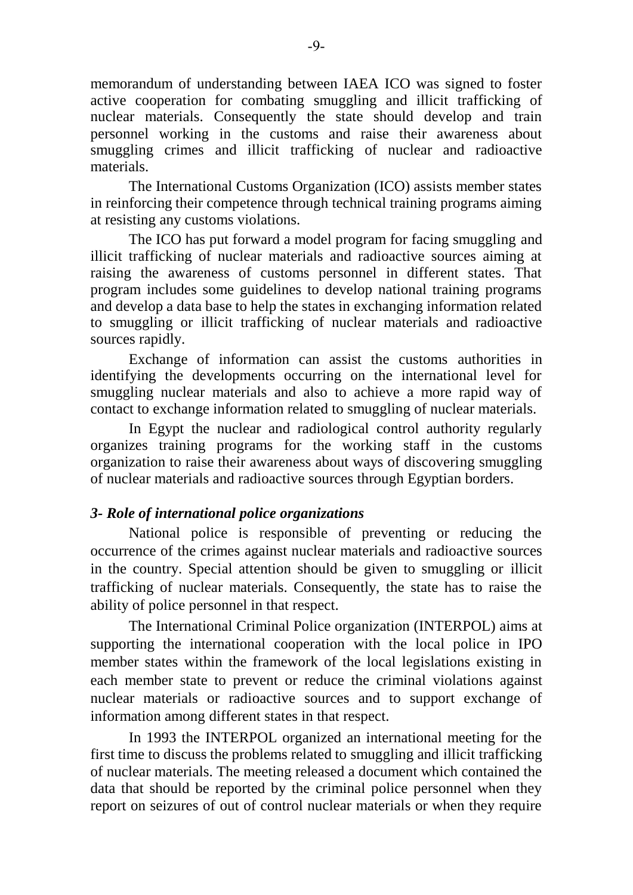memorandum of understanding between IAEA ICO was signed to foster active cooperation for combating smuggling and illicit trafficking of nuclear materials. Consequently the state should develop and train personnel working in the customs and raise their awareness about smuggling crimes and illicit trafficking of nuclear and radioactive materials.

The International Customs Organization (ICO) assists member states in reinforcing their competence through technical training programs aiming at resisting any customs violations.

The ICO has put forward a model program for facing smuggling and illicit trafficking of nuclear materials and radioactive sources aiming at raising the awareness of customs personnel in different states. That program includes some guidelines to develop national training programs and develop a data base to help the states in exchanging information related to smuggling or illicit trafficking of nuclear materials and radioactive sources rapidly.

Exchange of information can assist the customs authorities in identifying the developments occurring on the international level for smuggling nuclear materials and also to achieve a more rapid way of contact to exchange information related to smuggling of nuclear materials.

In Egypt the nuclear and radiological control authority regularly organizes training programs for the working staff in the customs organization to raise their awareness about ways of discovering smuggling of nuclear materials and radioactive sources through Egyptian borders.

### *3- Role of international police organizations*

National police is responsible of preventing or reducing the occurrence of the crimes against nuclear materials and radioactive sources in the country. Special attention should be given to smuggling or illicit trafficking of nuclear materials. Consequently, the state has to raise the ability of police personnel in that respect.

The International Criminal Police organization (INTERPOL) aims at supporting the international cooperation with the local police in IPO member states within the framework of the local legislations existing in each member state to prevent or reduce the criminal violations against nuclear materials or radioactive sources and to support exchange of information among different states in that respect.

In 1993 the INTERPOL organized an international meeting for the first time to discuss the problems related to smuggling and illicit trafficking of nuclear materials. The meeting released a document which contained the data that should be reported by the criminal police personnel when they report on seizures of out of control nuclear materials or when they require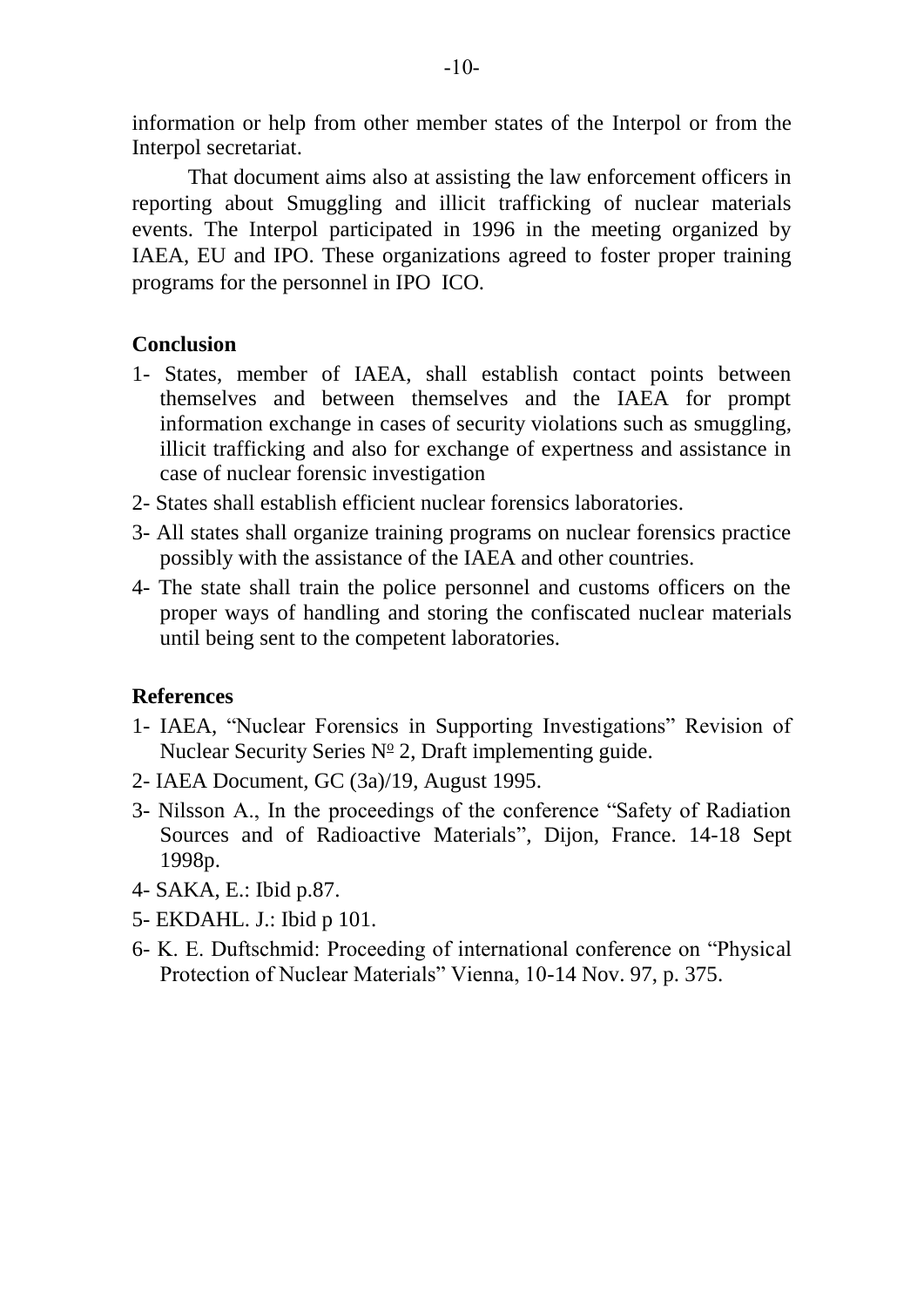information or help from other member states of the Interpol or from the Interpol secretariat.

That document aims also at assisting the law enforcement officers in reporting about Smuggling and illicit trafficking of nuclear materials events. The Interpol participated in 1996 in the meeting organized by IAEA, EU and IPO. These organizations agreed to foster proper training programs for the personnel in IPO ICO.

## Conclusion

1- States, member of IAEA, shall establish contact points between themselves and between themselves and the IAEA for prompt information exchange in cases of security violations such as smuggling, illicit trafficking and also for exchange of expertness and assistance in case of nuclear forensic investigation

2- States shall establish efficient nuclear forensics laboratories.

3- All states shall organize training programs on nuclear forensics practice possibly with the assistance of the IAEA and other countries.

4- The state shall train the police personnel and customs officers on the proper ways of handling and storing the confiscated nuclear materials until being sent to the competent laboratories.

## References

1- IAEA, "Nuclear Forensics in Supporting Investigations" Revision of Nuclear Security Series № 2, Draft implementing guide.

2- IAEA Document, GC (3a)/19, August 1995.

3- Nilsson A., In the proceedings of the conference "Safety of Radiation Sources and of Radioactive Materials", Dijon, France. 14-18 Sept 1998p.

4- SAKA, E.: Ibid p.87.

5- EKDAHL. J.: Ibid p 101.

6- K. E. Duftschmid: Proceeding of international conference on "Physical Protection of Nuclear Materials" Vienna, 10-14 Nov. 97, p. 375.